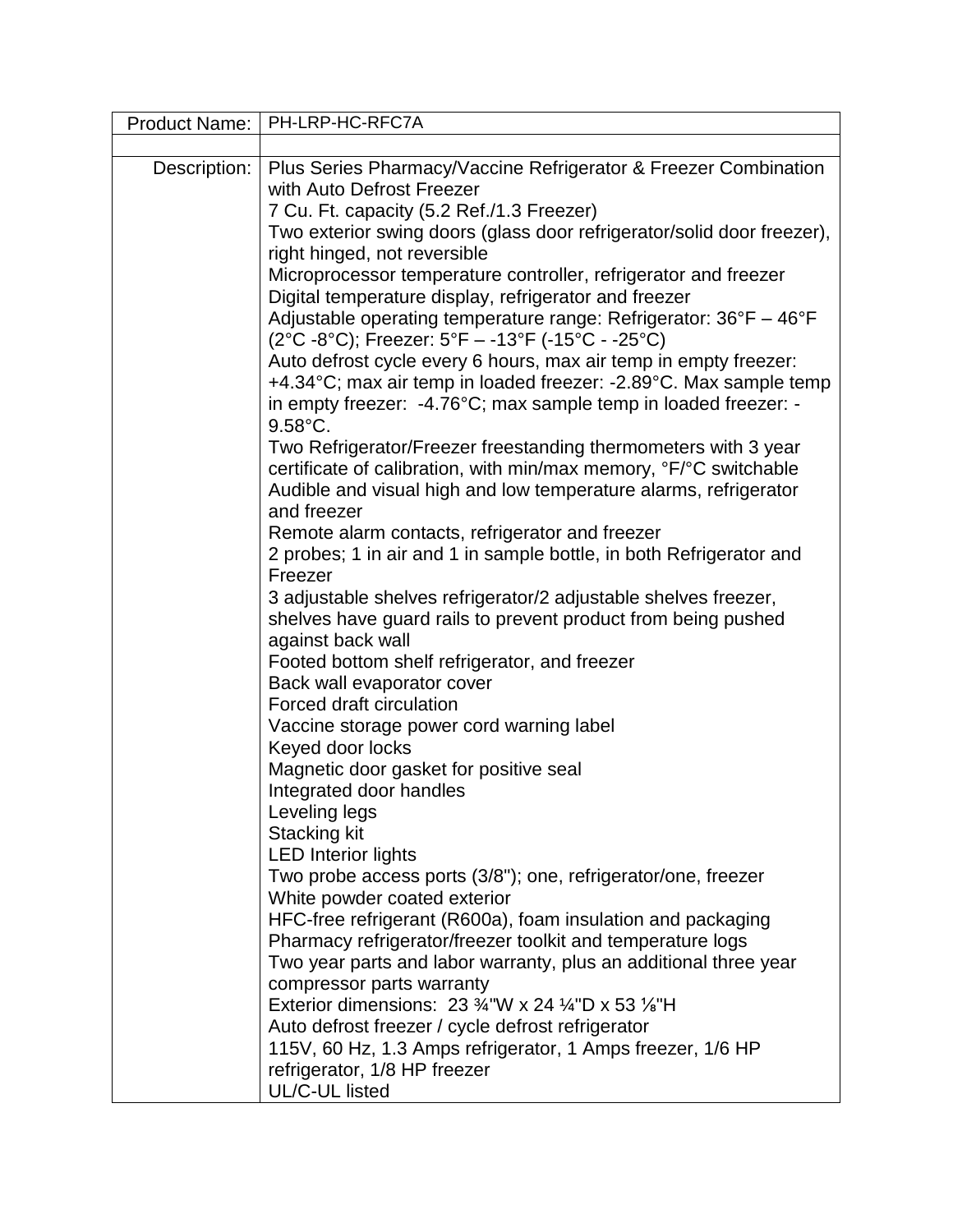| Product Name: | PH-LRP-HC-RFC7A |
|---|---|
| | |
| Description: | Plus Series Pharmacy/Vaccine Refrigerator & Freezer Combination with Auto Defrost Freezer<br>7 Cu. Ft. capacity (5.2 Ref./1.3 Freezer)<br>Two exterior swing doors (glass door refrigerator/solid door freezer), right hinged, not reversible<br>Microprocessor temperature controller, refrigerator and freezer<br>Digital temperature display, refrigerator and freezer<br>Adjustable operating temperature range: Refrigerator: 36°F – 46°F (2°C -8°C); Freezer: 5°F – -13°F (-15°C - -25°C)<br>Auto defrost cycle every 6 hours, max air temp in empty freezer: +4.34°C; max air temp in loaded freezer: -2.89°C. Max sample temp in empty freezer: -4.76°C; max sample temp in loaded freezer: -9.58°C.<br>Two Refrigerator/Freezer freestanding thermometers with 3 year certificate of calibration, with min/max memory, °F/°C switchable<br>Audible and visual high and low temperature alarms, refrigerator and freezer<br>Remote alarm contacts, refrigerator and freezer<br>2 probes; 1 in air and 1 in sample bottle, in both Refrigerator and Freezer<br>3 adjustable shelves refrigerator/2 adjustable shelves freezer, shelves have guard rails to prevent product from being pushed against back wall<br>Footed bottom shelf refrigerator, and freezer<br>Back wall evaporator cover<br>Forced draft circulation<br>Vaccine storage power cord warning label<br>Keyed door locks<br>Magnetic door gasket for positive seal<br>Integrated door handles<br>Leveling legs<br>Stacking kit<br>LED Interior lights<br>Two probe access ports (3/8"); one, refrigerator/one, freezer<br>White powder coated exterior<br>HFC-free refrigerant (R600a), foam insulation and packaging<br>Pharmacy refrigerator/freezer toolkit and temperature logs<br>Two year parts and labor warranty, plus an additional three year compressor parts warranty<br>Exterior dimensions: 23 ¾"W x 24 ¼"D x 53 ⅛"H<br>Auto defrost freezer / cycle defrost refrigerator<br>115V, 60 Hz, 1.3 Amps refrigerator, 1 Amps freezer, 1/6 HP refrigerator, 1/8 HP freezer<br>UL/C-UL listed |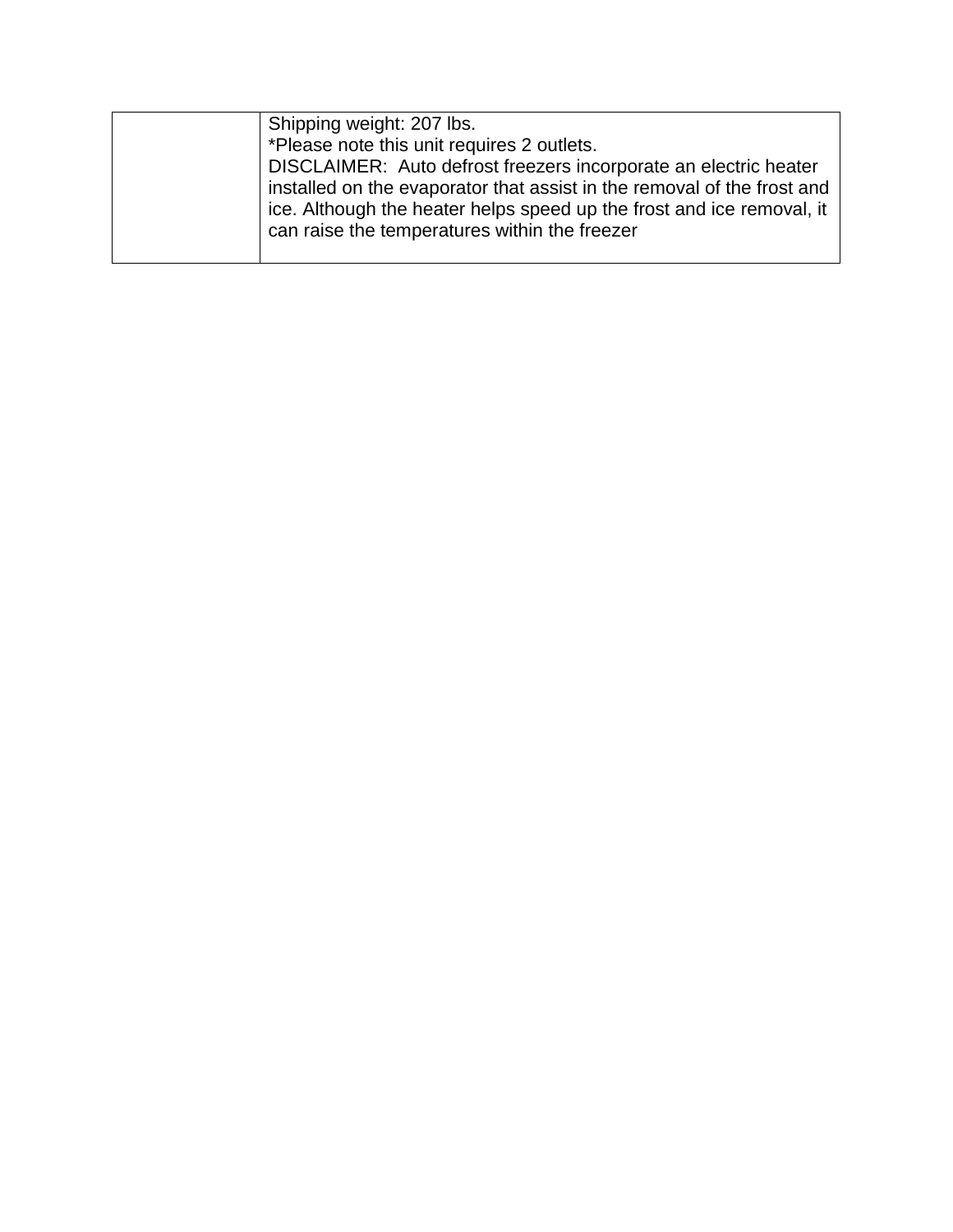| | |
|---|---|
| | Shipping weight: 207 lbs.<br>*Please note this unit requires 2 outlets.<br>DISCLAIMER: Auto defrost freezers incorporate an electric heater installed on the evaporator that assist in the removal of the frost and ice. Although the heater helps speed up the frost and ice removal, it can raise the temperatures within the freezer |